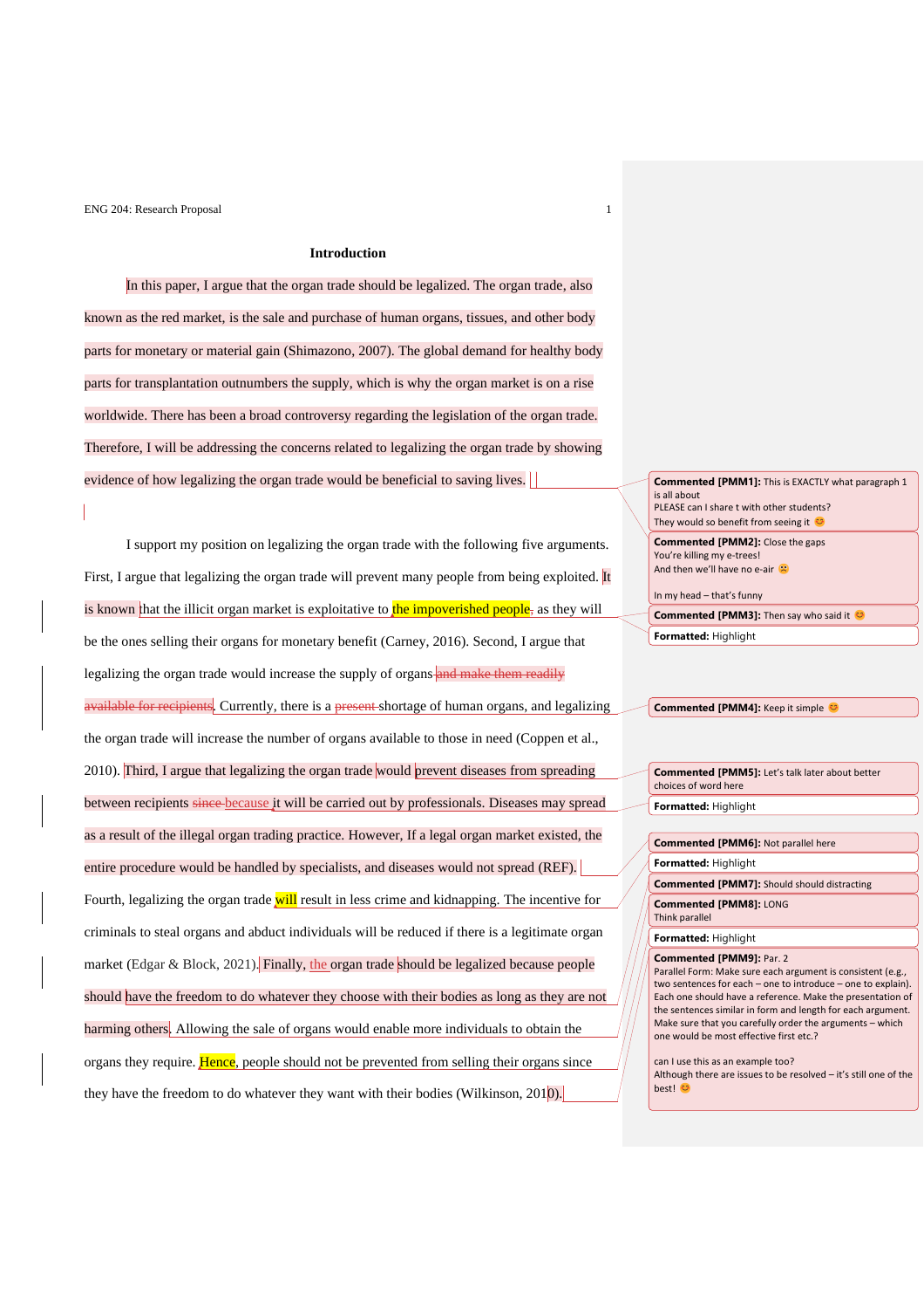## Introduction

In this paper, I argue that the organ trade should be legalized. The organ trade, also known as the red market, is the sale and purchase of human organs, tissues, and other body parts for monetary or material gain (Shimazono, 2007). The global demand for healthy body parts for transplantation outnumbers the supply, which is why the organ market is on a rise worldwide. There has been a broad controversy regarding the legislation of the organ trade. Therefore, I will be addressing the concerns related to legalizing the organ trade by showing evidence of how legalizing the organ trade would be beneficial to saving lives.

I support my position on legalizing the organ trade with the following five arguments. First, I argue that legalizing the organ trade will prevent many people from being exploited. It is known that the illicit organ market is exploitative to the impoverished people~~,~~ as they will be the ones selling their organs for monetary benefit (Carney, 2016). Second, I argue that legalizing the organ trade would increase the supply of organs ~~and make them readily available for recipients~~. Currently, there is a ~~present~~ shortage of human organs, and legalizing the organ trade will increase the number of organs available to those in need (Coppen et al., 2010). Third, I argue that legalizing the organ trade would prevent diseases from spreading between recipients ~~since~~ because it will be carried out by professionals. Diseases may spread as a result of the illegal organ trading practice. However, If a legal organ market existed, the entire procedure would be handled by specialists, and diseases would not spread (REF). Fourth, legalizing the organ trade will result in less crime and kidnapping. The incentive for criminals to steal organs and abduct individuals will be reduced if there is a legitimate organ market (Edgar & Block, 2021). Finally, the organ trade should be legalized because people should have the freedom to do whatever they choose with their bodies as long as they are not harming others. Allowing the sale of organs would enable more individuals to obtain the organs they require. Hence, people should not be prevented from selling their organs since they have the freedom to do whatever they want with their bodies (Wilkinson, 2010).

**Commented [PMM1]:** This is EXACTLY what paragraph 1 is all about
PLEASE can I share t with other students?
They would so benefit from seeing it 😊

**Commented [PMM2]:** Close the gaps
You're killing my e-trees!
And then we'll have no e-air ☹

In my head – that's funny

**Commented [PMM3]:** Then say who said it 😊

**Formatted:** Highlight

**Commented [PMM4]:** Keep it simple 😊

**Commented [PMM5]:** Let's talk later about better choices of word here

**Formatted:** Highlight

**Commented [PMM6]:** Not parallel here

**Formatted:** Highlight

**Commented [PMM7]:** Should should distracting

**Commented [PMM8]:** LONG
Think parallel

**Formatted:** Highlight

**Commented [PMM9]:** Par. 2
Parallel Form: Make sure each argument is consistent (e.g., two sentences for each – one to introduce – one to explain). Each one should have a reference. Make the presentation of the sentences similar in form and length for each argument. Make sure that you carefully order the arguments – which one would be most effective first etc.?

can I use this as an example too?
Although there are issues to be resolved – it's still one of the best! 😊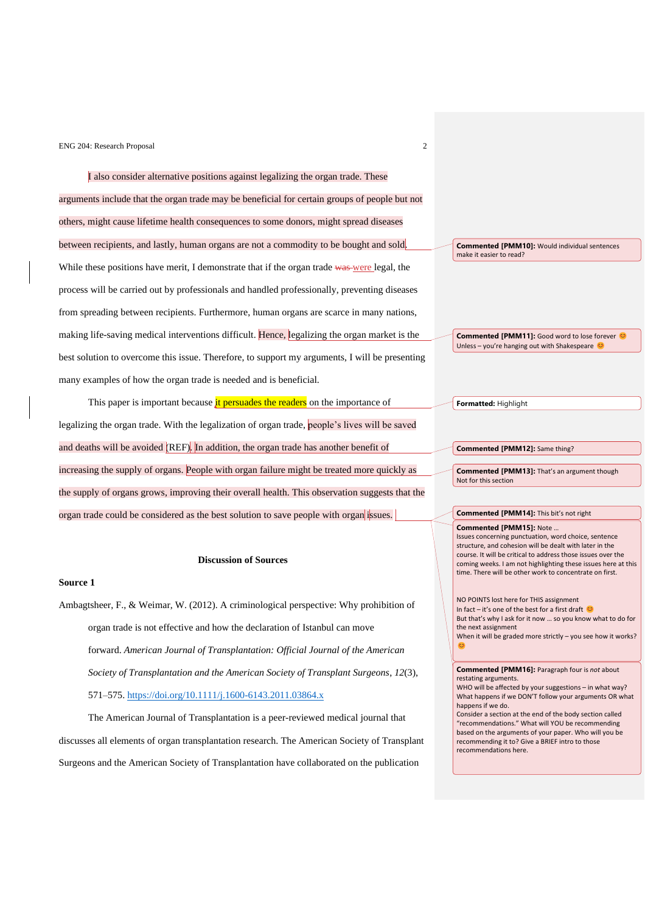I also consider alternative positions against legalizing the organ trade. These arguments include that the organ trade may be beneficial for certain groups of people but not others, might cause lifetime health consequences to some donors, might spread diseases between recipients, and lastly, human organs are not a commodity to be bought and sold. While these positions have merit, I demonstrate that if the organ trade ~~was~~ were legal, the process will be carried out by professionals and handled professionally, preventing diseases from spreading between recipients. Furthermore, human organs are scarce in many nations, making life-saving medical interventions difficult. Hence, legalizing the organ market is the best solution to overcome this issue. Therefore, to support my arguments, I will be presenting many examples of how the organ trade is needed and is beneficial.

This paper is important because it persuades the readers on the importance of legalizing the organ trade. With the legalization of organ trade, people's lives will be saved and deaths will be avoided (REF). In addition, the organ trade has another benefit of increasing the supply of organs. People with organ failure might be treated more quickly as the supply of organs grows, improving their overall health. This observation suggests that the organ trade could be considered as the best solution to save people with organ issues.

**Commented [PMM10]:** Would individual sentences make it easier to read?

**Commented [PMM11]:** Good word to lose forever 😊 Unless – you're hanging out with Shakespeare 😊

**Formatted:** Highlight

**Commented [PMM12]:** Same thing?

**Commented [PMM13]:** That's an argument though Not for this section

**Commented [PMM14]:** This bit's not right

**Commented [PMM15]:** Note …
Issues concerning punctuation, word choice, sentence structure, and cohesion will be dealt with later in the course. It will be critical to address those issues over the coming weeks. I am not highlighting these issues here at this time. There will be other work to concentrate on first.

NO POINTS lost here for THIS assignment
In fact – it's one of the best for a first draft 😊
But that's why I ask for it now … so you know what to do for the next assignment
When it will be graded more strictly – you see how it works? 😊

**Commented [PMM16]:** Paragraph four is *not* about restating arguments.
WHO will be affected by your suggestions – in what way?
What happens if we DON'T follow your arguments OR what happens if we do.
Consider a section at the end of the body section called "recommendations." What will YOU be recommending based on the arguments of your paper. Who will you be recommending it to? Give a BRIEF intro to those recommendations here.

## Discussion of Sources

### Source 1

Ambagtsheer, F., & Weimar, W. (2012). A criminological perspective: Why prohibition of organ trade is not effective and how the declaration of Istanbul can move forward. *American Journal of Transplantation: Official Journal of the American Society of Transplantation and the American Society of Transplant Surgeons*, *12*(3), 571–575. https://doi.org/10.1111/j.1600-6143.2011.03864.x

The American Journal of Transplantation is a peer-reviewed medical journal that discusses all elements of organ transplantation research. The American Society of Transplant Surgeons and the American Society of Transplantation have collaborated on the publication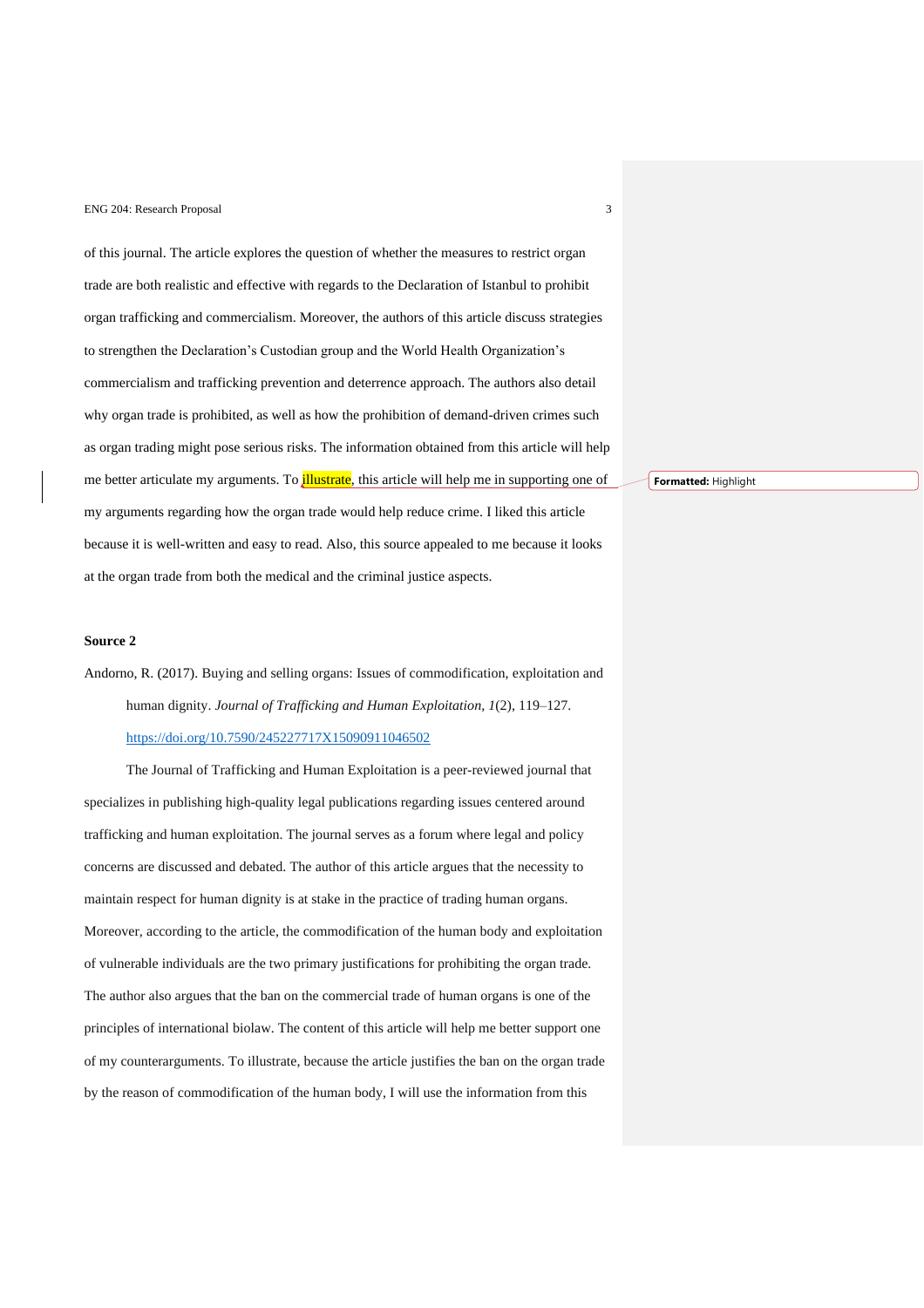of this journal. The article explores the question of whether the measures to restrict organ trade are both realistic and effective with regards to the Declaration of Istanbul to prohibit organ trafficking and commercialism. Moreover, the authors of this article discuss strategies to strengthen the Declaration's Custodian group and the World Health Organization's commercialism and trafficking prevention and deterrence approach. The authors also detail why organ trade is prohibited, as well as how the prohibition of demand-driven crimes such as organ trading might pose serious risks. The information obtained from this article will help me better articulate my arguments. To illustrate, this article will help me in supporting one of my arguments regarding how the organ trade would help reduce crime. I liked this article because it is well-written and easy to read. Also, this source appealed to me because it looks at the organ trade from both the medical and the criminal justice aspects.

**Source 2**

Andorno, R. (2017). Buying and selling organs: Issues of commodification, exploitation and human dignity. *Journal of Trafficking and Human Exploitation*, *1*(2), 119–127. https://doi.org/10.7590/245227717X15090911046502

The Journal of Trafficking and Human Exploitation is a peer-reviewed journal that specializes in publishing high-quality legal publications regarding issues centered around trafficking and human exploitation. The journal serves as a forum where legal and policy concerns are discussed and debated. The author of this article argues that the necessity to maintain respect for human dignity is at stake in the practice of trading human organs. Moreover, according to the article, the commodification of the human body and exploitation of vulnerable individuals are the two primary justifications for prohibiting the organ trade. The author also argues that the ban on the commercial trade of human organs is one of the principles of international biolaw. The content of this article will help me better support one of my counterarguments. To illustrate, because the article justifies the ban on the organ trade by the reason of commodification of the human body, I will use the information from this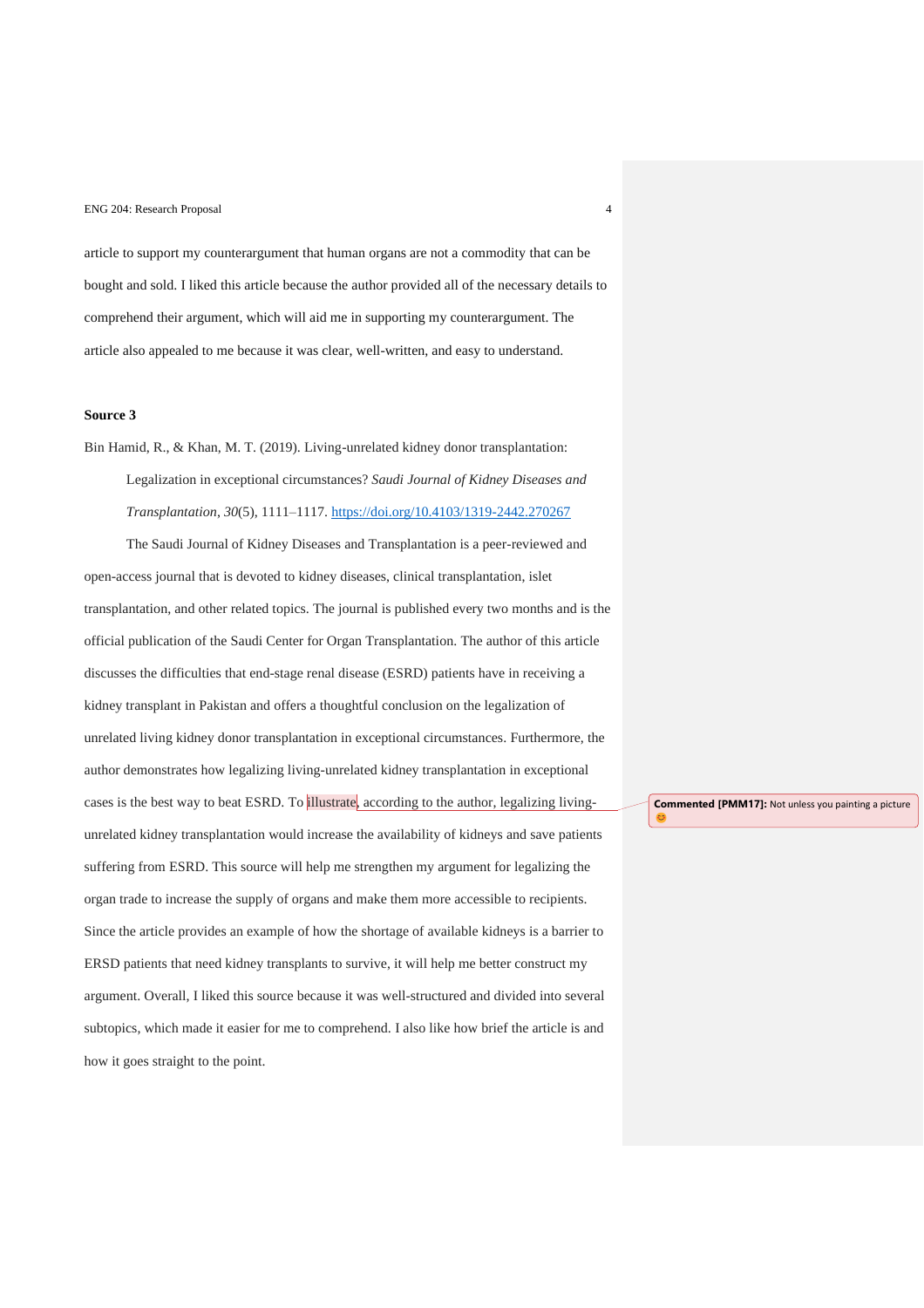article to support my counterargument that human organs are not a commodity that can be bought and sold. I liked this article because the author provided all of the necessary details to comprehend their argument, which will aid me in supporting my counterargument. The article also appealed to me because it was clear, well-written, and easy to understand.

**Source 3**

Bin Hamid, R., & Khan, M. T. (2019). Living-unrelated kidney donor transplantation: Legalization in exceptional circumstances? *Saudi Journal of Kidney Diseases and Transplantation*, *30*(5), 1111–1117. https://doi.org/10.4103/1319-2442.270267

The Saudi Journal of Kidney Diseases and Transplantation is a peer-reviewed and open-access journal that is devoted to kidney diseases, clinical transplantation, islet transplantation, and other related topics. The journal is published every two months and is the official publication of the Saudi Center for Organ Transplantation. The author of this article discusses the difficulties that end-stage renal disease (ESRD) patients have in receiving a kidney transplant in Pakistan and offers a thoughtful conclusion on the legalization of unrelated living kidney donor transplantation in exceptional circumstances. Furthermore, the author demonstrates how legalizing living-unrelated kidney transplantation in exceptional cases is the best way to beat ESRD. To illustrate, according to the author, legalizing living-unrelated kidney transplantation would increase the availability of kidneys and save patients suffering from ESRD. This source will help me strengthen my argument for legalizing the organ trade to increase the supply of organs and make them more accessible to recipients. Since the article provides an example of how the shortage of available kidneys is a barrier to ERSD patients that need kidney transplants to survive, it will help me better construct my argument. Overall, I liked this source because it was well-structured and divided into several subtopics, which made it easier for me to comprehend. I also like how brief the article is and how it goes straight to the point.

**Commented [PMM17]:** Not unless you painting a picture 😊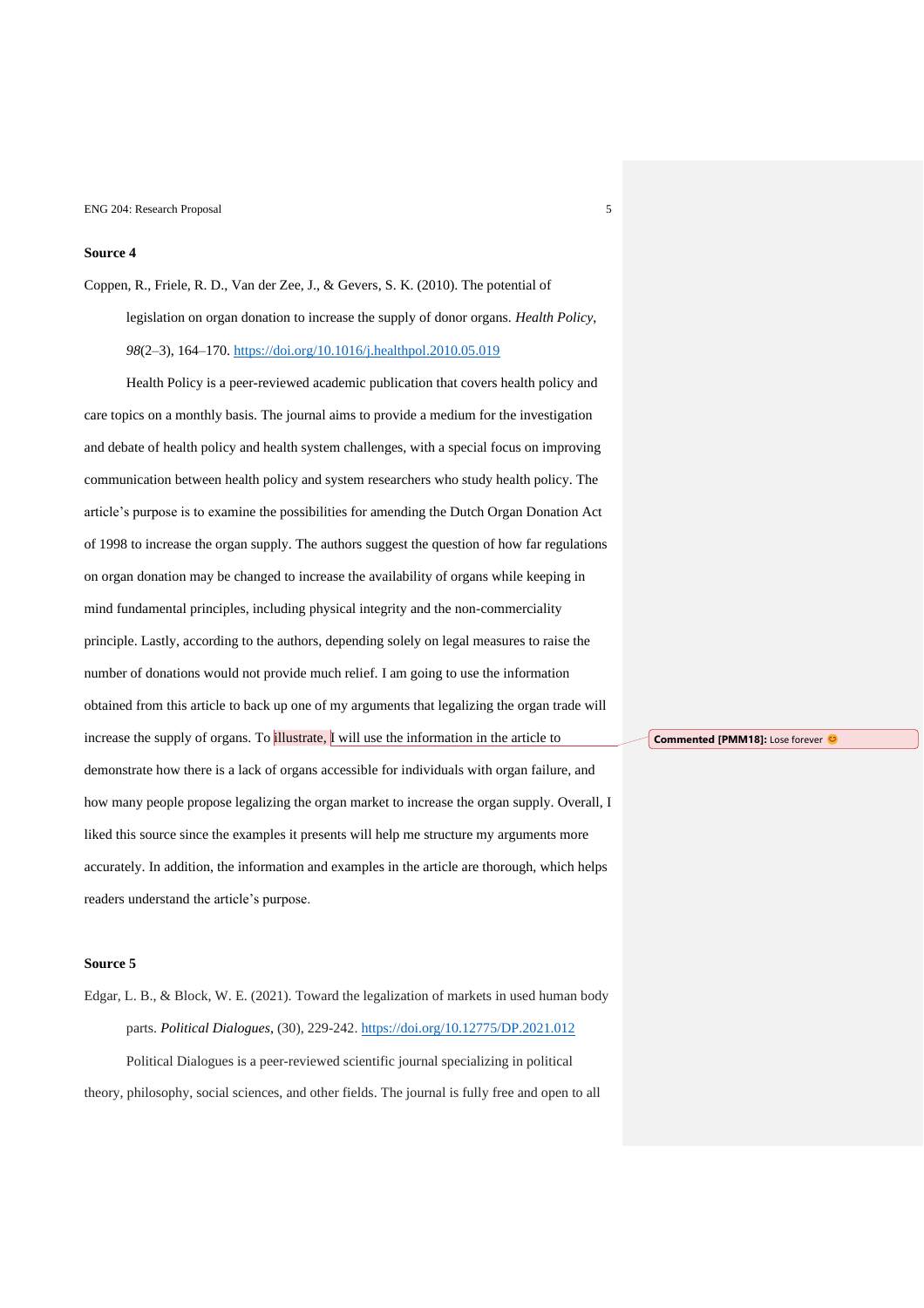**Source 4**

Coppen, R., Friele, R. D., Van der Zee, J., & Gevers, S. K. (2010). The potential of legislation on organ donation to increase the supply of donor organs. *Health Policy*, *98*(2–3), 164–170. https://doi.org/10.1016/j.healthpol.2010.05.019

Health Policy is a peer-reviewed academic publication that covers health policy and care topics on a monthly basis. The journal aims to provide a medium for the investigation and debate of health policy and health system challenges, with a special focus on improving communication between health policy and system researchers who study health policy. The article's purpose is to examine the possibilities for amending the Dutch Organ Donation Act of 1998 to increase the organ supply. The authors suggest the question of how far regulations on organ donation may be changed to increase the availability of organs while keeping in mind fundamental principles, including physical integrity and the non-commerciality principle. Lastly, according to the authors, depending solely on legal measures to raise the number of donations would not provide much relief. I am going to use the information obtained from this article to back up one of my arguments that legalizing the organ trade will increase the supply of organs. To illustrate, I will use the information in the article to demonstrate how there is a lack of organs accessible for individuals with organ failure, and how many people propose legalizing the organ market to increase the organ supply. Overall, I liked this source since the examples it presents will help me structure my arguments more accurately. In addition, the information and examples in the article are thorough, which helps readers understand the article's purpose.

**Commented [PMM18]:** Lose forever 😊

**Source 5**

Edgar, L. B., & Block, W. E. (2021). Toward the legalization of markets in used human body parts. *Political Dialogues*, (30), 229-242. https://doi.org/10.12775/DP.2021.012

Political Dialogues is a peer-reviewed scientific journal specializing in political theory, philosophy, social sciences, and other fields. The journal is fully free and open to all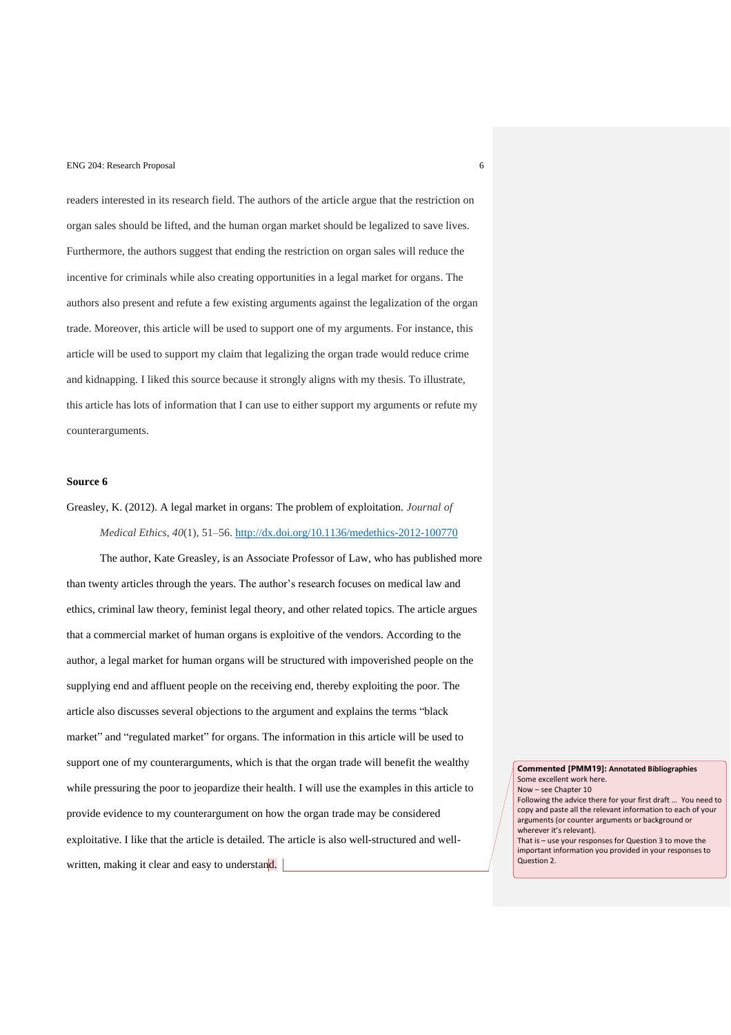readers interested in its research field. The authors of the article argue that the restriction on organ sales should be lifted, and the human organ market should be legalized to save lives. Furthermore, the authors suggest that ending the restriction on organ sales will reduce the incentive for criminals while also creating opportunities in a legal market for organs. The authors also present and refute a few existing arguments against the legalization of the organ trade. Moreover, this article will be used to support one of my arguments. For instance, this article will be used to support my claim that legalizing the organ trade would reduce crime and kidnapping. I liked this source because it strongly aligns with my thesis. To illustrate, this article has lots of information that I can use to either support my arguments or refute my counterarguments.

**Source 6**

Greasley, K. (2012). A legal market in organs: The problem of exploitation. *Journal of Medical Ethics*, *40*(1), 51–56. http://dx.doi.org/10.1136/medethics-2012-100770

The author, Kate Greasley, is an Associate Professor of Law, who has published more than twenty articles through the years. The author's research focuses on medical law and ethics, criminal law theory, feminist legal theory, and other related topics. The article argues that a commercial market of human organs is exploitive of the vendors. According to the author, a legal market for human organs will be structured with impoverished people on the supplying end and affluent people on the receiving end, thereby exploiting the poor. The article also discusses several objections to the argument and explains the terms "black market" and "regulated market" for organs. The information in this article will be used to support one of my counterarguments, which is that the organ trade will benefit the wealthy while pressuring the poor to jeopardize their health. I will use the examples in this article to provide evidence to my counterargument on how the organ trade may be considered exploitative. I like that the article is detailed. The article is also well-structured and well-written, making it clear and easy to understand.

**Commented [PMM19]: Annotated Bibliographies**
Some excellent work here.
Now – see Chapter 10
Following the advice there for your first draft ... You need to copy and paste all the relevant information to each of your arguments (or counter arguments or background or wherever it's relevant).
That is – use your responses for Question 3 to move the important information you provided in your responses to Question 2.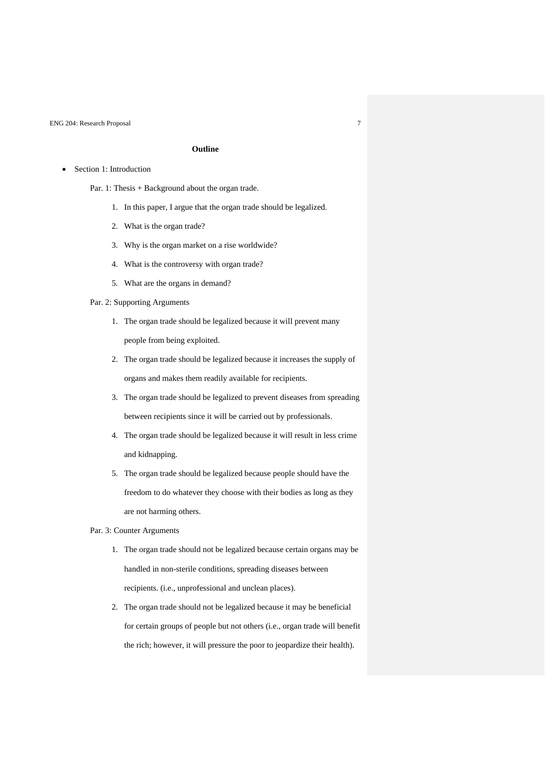**Outline**

- Section 1: Introduction

  Par. 1: Thesis + Background about the organ trade.

    1. In this paper, I argue that the organ trade should be legalized.
    2. What is the organ trade?
    3. Why is the organ market on a rise worldwide?
    4. What is the controversy with organ trade?
    5. What are the organs in demand?

  Par. 2: Supporting Arguments

    1. The organ trade should be legalized because it will prevent many people from being exploited.
    2. The organ trade should be legalized because it increases the supply of organs and makes them readily available for recipients.
    3. The organ trade should be legalized to prevent diseases from spreading between recipients since it will be carried out by professionals.
    4. The organ trade should be legalized because it will result in less crime and kidnapping.
    5. The organ trade should be legalized because people should have the freedom to do whatever they choose with their bodies as long as they are not harming others.

  Par. 3: Counter Arguments

    1. The organ trade should not be legalized because certain organs may be handled in non-sterile conditions, spreading diseases between recipients. (i.e., unprofessional and unclean places).
    2. The organ trade should not be legalized because it may be beneficial for certain groups of people but not others (i.e., organ trade will benefit the rich; however, it will pressure the poor to jeopardize their health).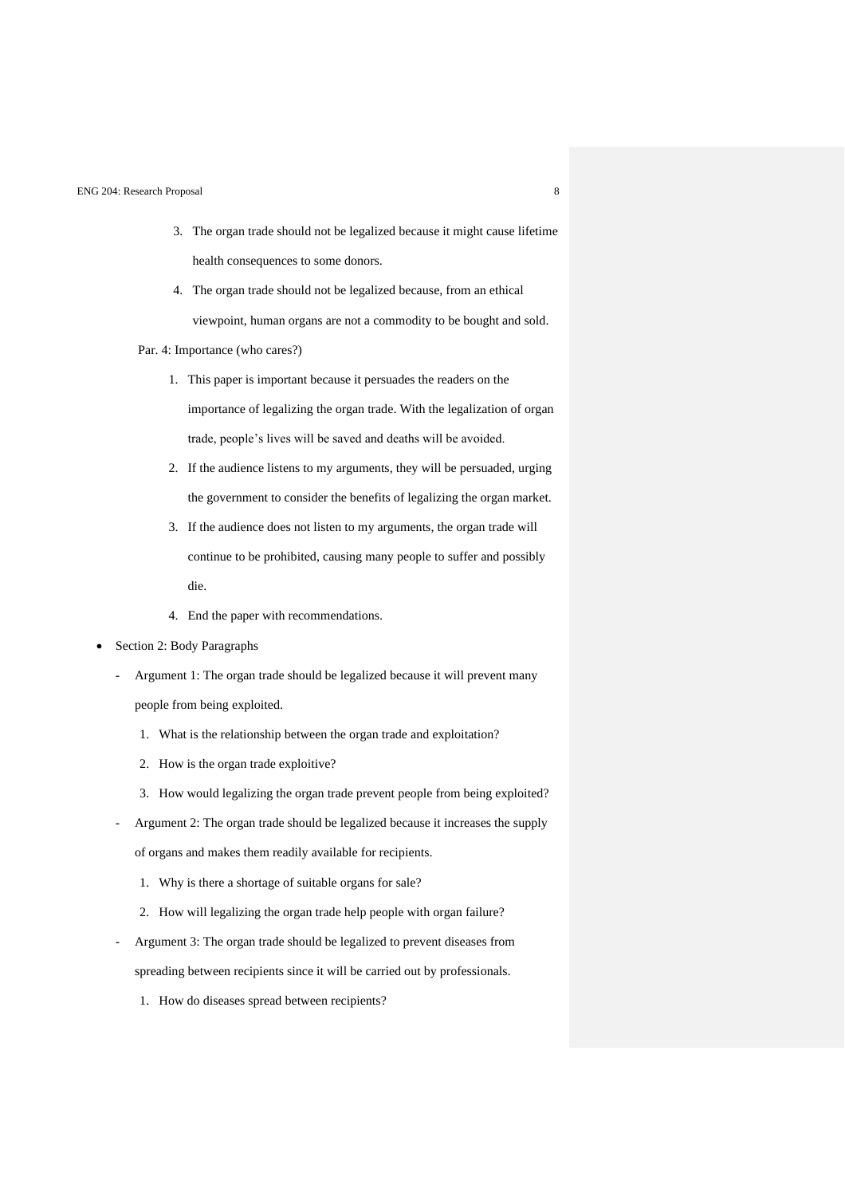3. The organ trade should not be legalized because it might cause lifetime health consequences to some donors.
4. The organ trade should not be legalized because, from an ethical viewpoint, human organs are not a commodity to be bought and sold.

Par. 4: Importance (who cares?)

1. This paper is important because it persuades the readers on the importance of legalizing the organ trade. With the legalization of organ trade, people's lives will be saved and deaths will be avoided.
2. If the audience listens to my arguments, they will be persuaded, urging the government to consider the benefits of legalizing the organ market.
3. If the audience does not listen to my arguments, the organ trade will continue to be prohibited, causing many people to suffer and possibly die.
4. End the paper with recommendations.

- Section 2: Body Paragraphs
  - Argument 1: The organ trade should be legalized because it will prevent many people from being exploited.
    1. What is the relationship between the organ trade and exploitation?
    2. How is the organ trade exploitive?
    3. How would legalizing the organ trade prevent people from being exploited?
  - Argument 2: The organ trade should be legalized because it increases the supply of organs and makes them readily available for recipients.
    1. Why is there a shortage of suitable organs for sale?
    2. How will legalizing the organ trade help people with organ failure?
  - Argument 3: The organ trade should be legalized to prevent diseases from spreading between recipients since it will be carried out by professionals.
    1. How do diseases spread between recipients?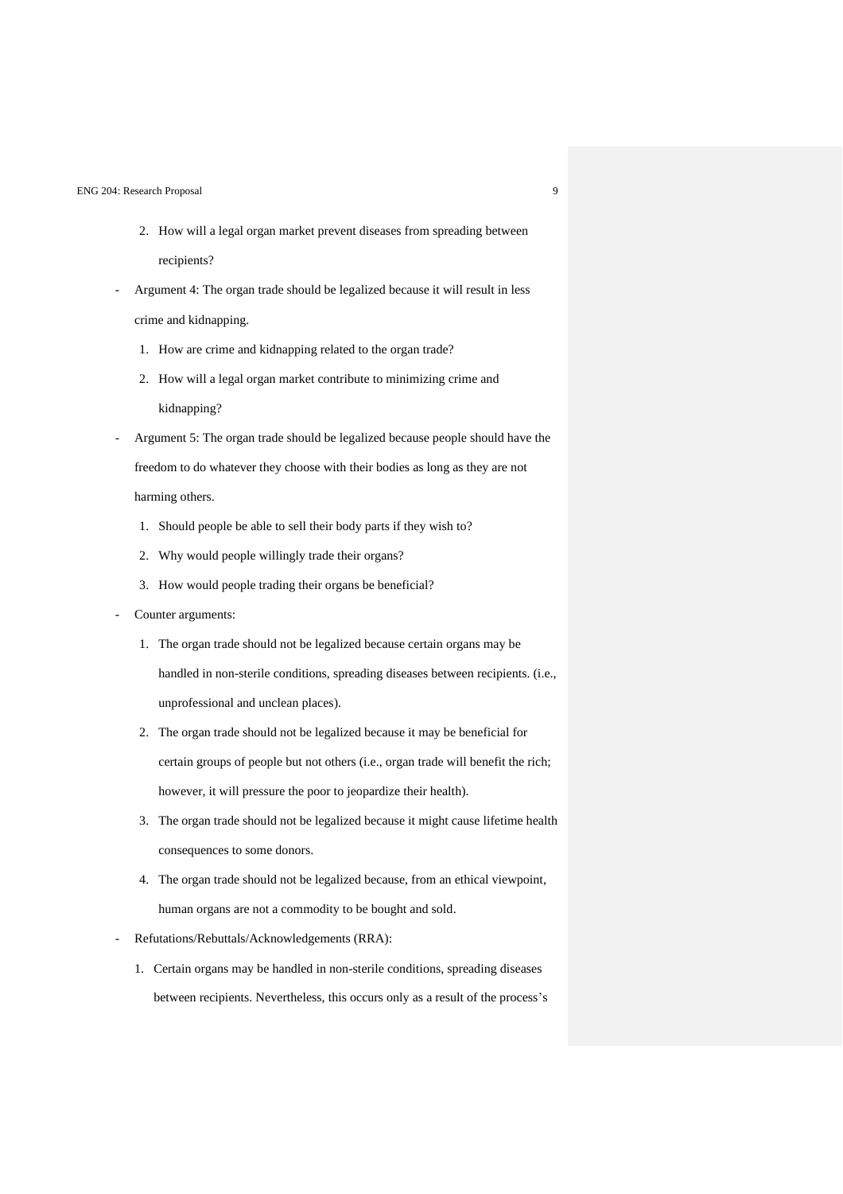2. How will a legal organ market prevent diseases from spreading between recipients?

- Argument 4: The organ trade should be legalized because it will result in less crime and kidnapping.
  1. How are crime and kidnapping related to the organ trade?
  2. How will a legal organ market contribute to minimizing crime and kidnapping?
- Argument 5: The organ trade should be legalized because people should have the freedom to do whatever they choose with their bodies as long as they are not harming others.
  1. Should people be able to sell their body parts if they wish to?
  2. Why would people willingly trade their organs?
  3. How would people trading their organs be beneficial?
- Counter arguments:
  1. The organ trade should not be legalized because certain organs may be handled in non-sterile conditions, spreading diseases between recipients. (i.e., unprofessional and unclean places).
  2. The organ trade should not be legalized because it may be beneficial for certain groups of people but not others (i.e., organ trade will benefit the rich; however, it will pressure the poor to jeopardize their health).
  3. The organ trade should not be legalized because it might cause lifetime health consequences to some donors.
  4. The organ trade should not be legalized because, from an ethical viewpoint, human organs are not a commodity to be bought and sold.
- Refutations/Rebuttals/Acknowledgements (RRA):
  1. Certain organs may be handled in non-sterile conditions, spreading diseases between recipients. Nevertheless, this occurs only as a result of the process's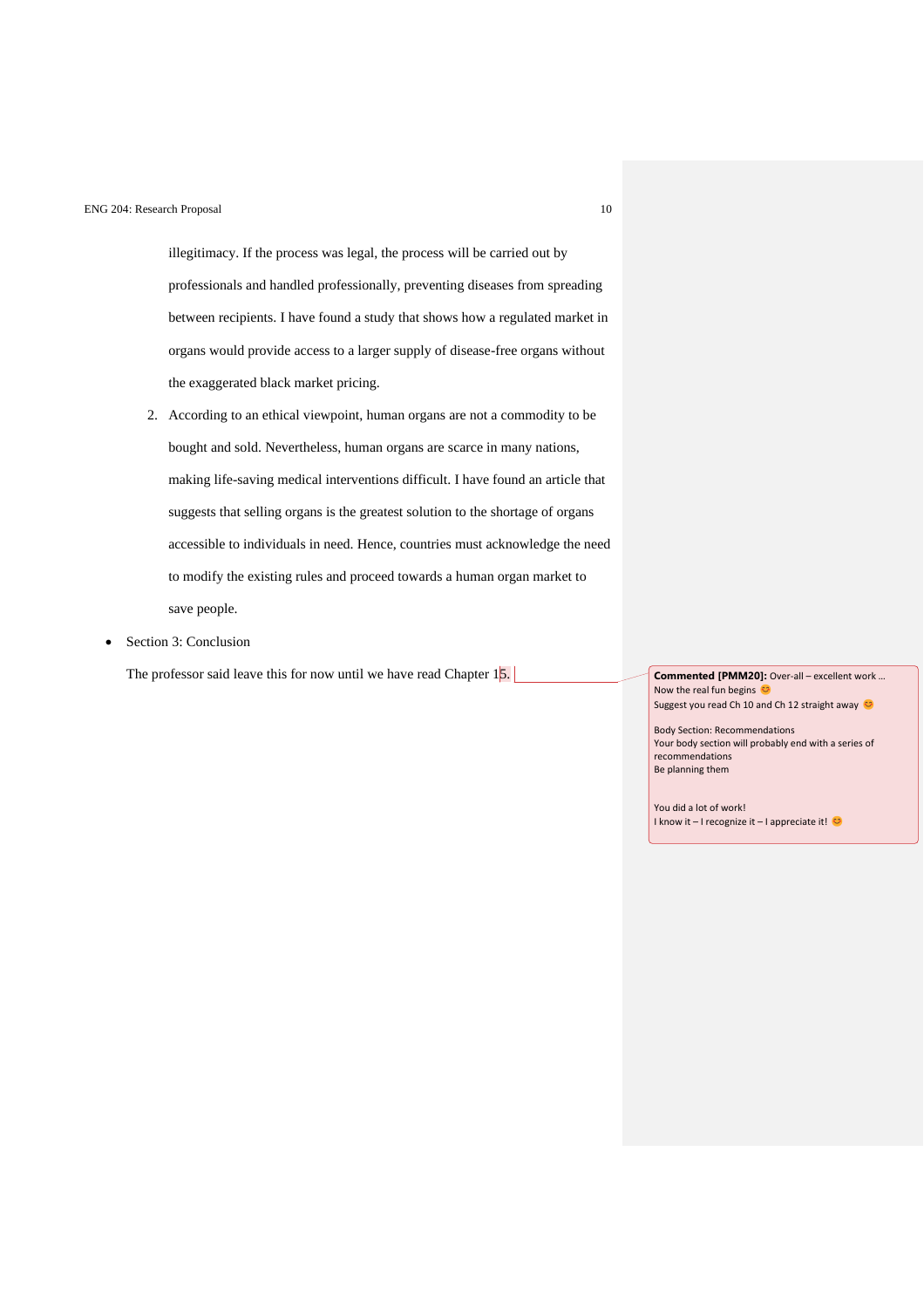illegitimacy. If the process was legal, the process will be carried out by professionals and handled professionally, preventing diseases from spreading between recipients. I have found a study that shows how a regulated market in organs would provide access to a larger supply of disease-free organs without the exaggerated black market pricing.

2. According to an ethical viewpoint, human organs are not a commodity to be bought and sold. Nevertheless, human organs are scarce in many nations, making life-saving medical interventions difficult. I have found an article that suggests that selling organs is the greatest solution to the shortage of organs accessible to individuals in need. Hence, countries must acknowledge the need to modify the existing rules and proceed towards a human organ market to save people.

- Section 3: Conclusion

The professor said leave this for now until we have read Chapter 15.

**Commented [PMM20]:** Over-all – excellent work …
Now the real fun begins 😊
Suggest you read Ch 10 and Ch 12 straight away 😊

Body Section: Recommendations
Your body section will probably end with a series of recommendations
Be planning them

You did a lot of work!
I know it – I recognize it – I appreciate it! 😊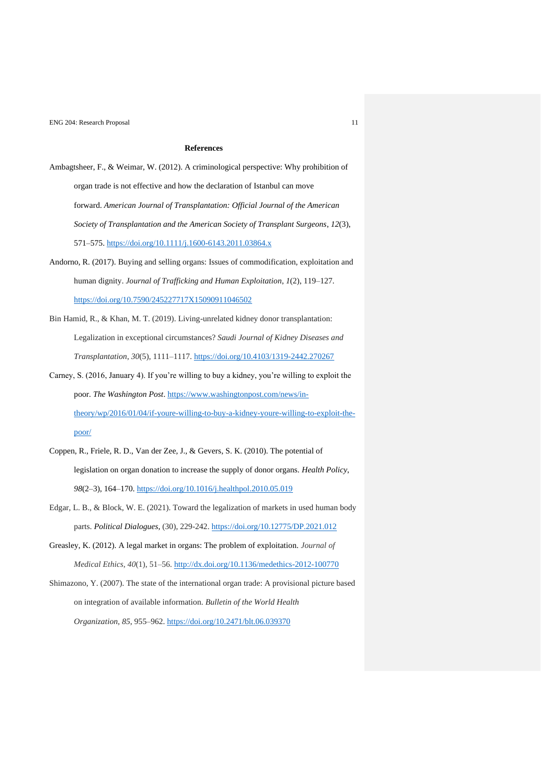# References

Ambagtsheer, F., & Weimar, W. (2012). A criminological perspective: Why prohibition of organ trade is not effective and how the declaration of Istanbul can move forward. *American Journal of Transplantation: Official Journal of the American Society of Transplantation and the American Society of Transplant Surgeons*, *12*(3), 571–575. https://doi.org/10.1111/j.1600-6143.2011.03864.x

Andorno, R. (2017). Buying and selling organs: Issues of commodification, exploitation and human dignity. *Journal of Trafficking and Human Exploitation*, *1*(2), 119–127. https://doi.org/10.7590/245227717X15090911046502

Bin Hamid, R., & Khan, M. T. (2019). Living-unrelated kidney donor transplantation: Legalization in exceptional circumstances? *Saudi Journal of Kidney Diseases and Transplantation*, *30*(5), 1111–1117. https://doi.org/10.4103/1319-2442.270267

Carney, S. (2016, January 4). If you're willing to buy a kidney, you're willing to exploit the poor. *The Washington Post*. https://www.washingtonpost.com/news/in-theory/wp/2016/01/04/if-youre-willing-to-buy-a-kidney-youre-willing-to-exploit-the-poor/

Coppen, R., Friele, R. D., Van der Zee, J., & Gevers, S. K. (2010). The potential of legislation on organ donation to increase the supply of donor organs. *Health Policy*, *98*(2–3), 164–170. https://doi.org/10.1016/j.healthpol.2010.05.019

Edgar, L. B., & Block, W. E. (2021). Toward the legalization of markets in used human body parts. *Political Dialogues*, (30), 229-242. https://doi.org/10.12775/DP.2021.012

Greasley, K. (2012). A legal market in organs: The problem of exploitation. *Journal of Medical Ethics*, *40*(1), 51–56. http://dx.doi.org/10.1136/medethics-2012-100770

Shimazono, Y. (2007). The state of the international organ trade: A provisional picture based on integration of available information. *Bulletin of the World Health Organization*, *85*, 955–962. https://doi.org/10.2471/blt.06.039370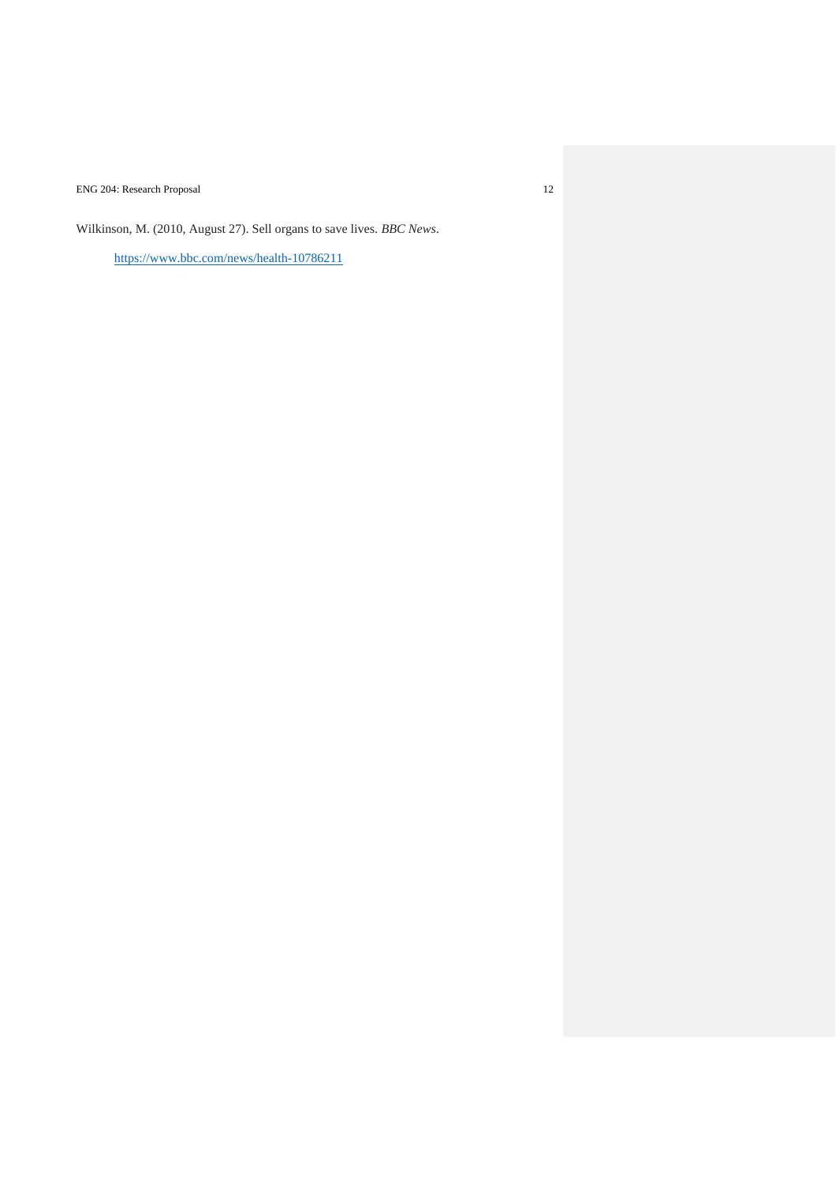Wilkinson, M. (2010, August 27). Sell organs to save lives. *BBC News*. https://www.bbc.com/news/health-10786211